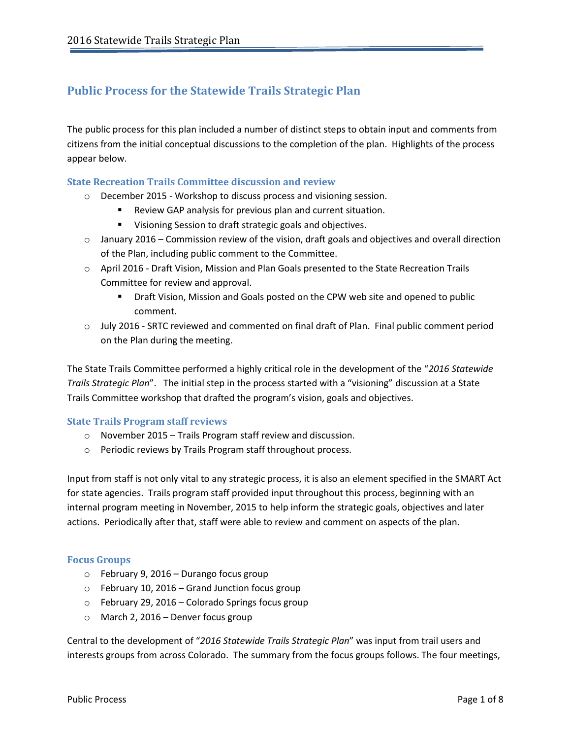# Public Process for the Statewide Trails Strategic Plan

The public process for this plan included a number of distinct steps to obtain input and comments from citizens from the initial conceptual discussions to the completion of the plan. Highlights of the process appear below.

### State Recreation Trails Committee discussion and review

- December 2015 - Workshop to discuss process and visioning session.
  - Review GAP analysis for previous plan and current situation.
  - Visioning Session to draft strategic goals and objectives.
- January 2016 – Commission review of the vision, draft goals and objectives and overall direction of the Plan, including public comment to the Committee.
- April 2016 - Draft Vision, Mission and Plan Goals presented to the State Recreation Trails Committee for review and approval.
  - Draft Vision, Mission and Goals posted on the CPW web site and opened to public comment.
- July 2016 - SRTC reviewed and commented on final draft of Plan. Final public comment period on the Plan during the meeting.

The State Trails Committee performed a highly critical role in the development of the "*2016 Statewide Trails Strategic Plan*". The initial step in the process started with a "visioning" discussion at a State Trails Committee workshop that drafted the program's vision, goals and objectives.

### State Trails Program staff reviews

- November 2015 – Trails Program staff review and discussion.
- Periodic reviews by Trails Program staff throughout process.

Input from staff is not only vital to any strategic process, it is also an element specified in the SMART Act for state agencies. Trails program staff provided input throughout this process, beginning with an internal program meeting in November, 2015 to help inform the strategic goals, objectives and later actions. Periodically after that, staff were able to review and comment on aspects of the plan.

### Focus Groups

- February 9, 2016 – Durango focus group
- February 10, 2016 – Grand Junction focus group
- February 29, 2016 – Colorado Springs focus group
- March 2, 2016 – Denver focus group

Central to the development of "*2016 Statewide Trails Strategic Plan*" was input from trail users and interests groups from across Colorado. The summary from the focus groups follows. The four meetings,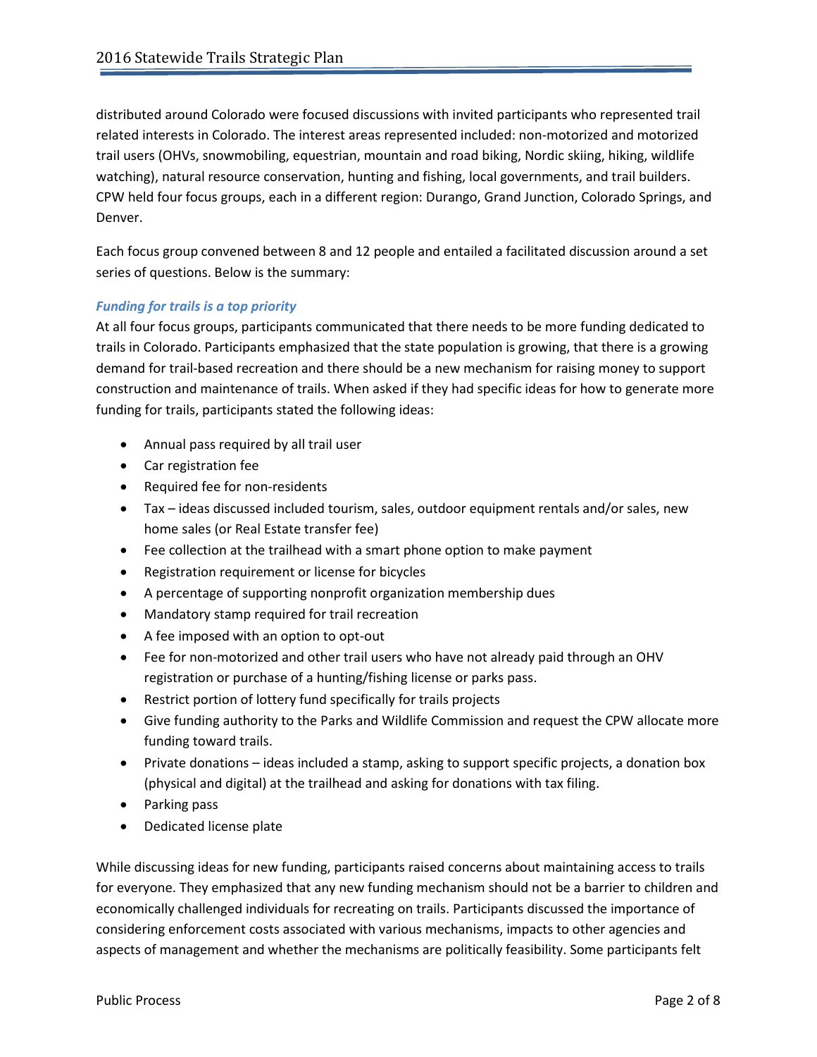distributed around Colorado were focused discussions with invited participants who represented trail related interests in Colorado. The interest areas represented included: non-motorized and motorized trail users (OHVs, snowmobiling, equestrian, mountain and road biking, Nordic skiing, hiking, wildlife watching), natural resource conservation, hunting and fishing, local governments, and trail builders. CPW held four focus groups, each in a different region: Durango, Grand Junction, Colorado Springs, and Denver.

Each focus group convened between 8 and 12 people and entailed a facilitated discussion around a set series of questions. Below is the summary:

### *Funding for trails is a top priority*

At all four focus groups, participants communicated that there needs to be more funding dedicated to trails in Colorado. Participants emphasized that the state population is growing, that there is a growing demand for trail-based recreation and there should be a new mechanism for raising money to support construction and maintenance of trails. When asked if they had specific ideas for how to generate more funding for trails, participants stated the following ideas:

- Annual pass required by all trail user
- Car registration fee
- Required fee for non-residents
- Tax – ideas discussed included tourism, sales, outdoor equipment rentals and/or sales, new home sales (or Real Estate transfer fee)
- Fee collection at the trailhead with a smart phone option to make payment
- Registration requirement or license for bicycles
- A percentage of supporting nonprofit organization membership dues
- Mandatory stamp required for trail recreation
- A fee imposed with an option to opt-out
- Fee for non-motorized and other trail users who have not already paid through an OHV registration or purchase of a hunting/fishing license or parks pass.
- Restrict portion of lottery fund specifically for trails projects
- Give funding authority to the Parks and Wildlife Commission and request the CPW allocate more funding toward trails.
- Private donations – ideas included a stamp, asking to support specific projects, a donation box (physical and digital) at the trailhead and asking for donations with tax filing.
- Parking pass
- Dedicated license plate

While discussing ideas for new funding, participants raised concerns about maintaining access to trails for everyone. They emphasized that any new funding mechanism should not be a barrier to children and economically challenged individuals for recreating on trails. Participants discussed the importance of considering enforcement costs associated with various mechanisms, impacts to other agencies and aspects of management and whether the mechanisms are politically feasibility. Some participants felt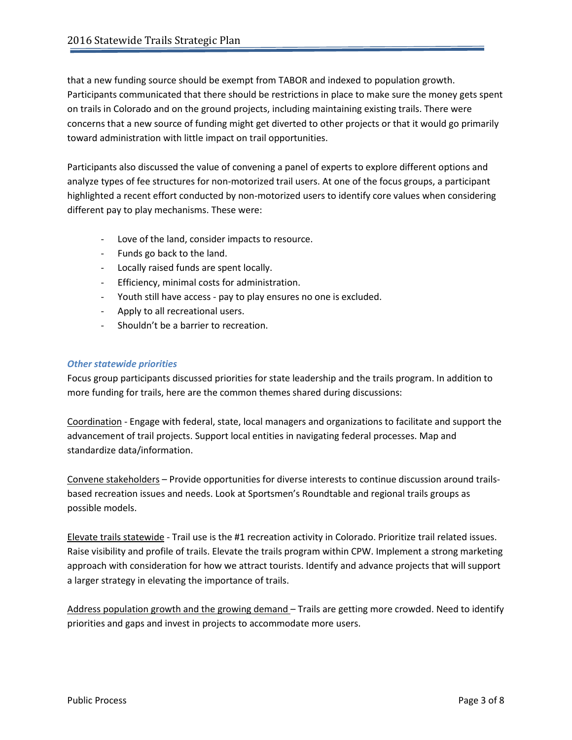that a new funding source should be exempt from TABOR and indexed to population growth. Participants communicated that there should be restrictions in place to make sure the money gets spent on trails in Colorado and on the ground projects, including maintaining existing trails. There were concerns that a new source of funding might get diverted to other projects or that it would go primarily toward administration with little impact on trail opportunities.

Participants also discussed the value of convening a panel of experts to explore different options and analyze types of fee structures for non-motorized trail users. At one of the focus groups, a participant highlighted a recent effort conducted by non-motorized users to identify core values when considering different pay to play mechanisms. These were:

- Love of the land, consider impacts to resource.
- Funds go back to the land.
- Locally raised funds are spent locally.
- Efficiency, minimal costs for administration.
- Youth still have access - pay to play ensures no one is excluded.
- Apply to all recreational users.
- Shouldn't be a barrier to recreation.

### *Other statewide priorities*

Focus group participants discussed priorities for state leadership and the trails program. In addition to more funding for trails, here are the common themes shared during discussions:

<u>Coordination</u> - Engage with federal, state, local managers and organizations to facilitate and support the advancement of trail projects. Support local entities in navigating federal processes. Map and standardize data/information.

<u>Convene stakeholders</u> – Provide opportunities for diverse interests to continue discussion around trails-based recreation issues and needs. Look at Sportsmen's Roundtable and regional trails groups as possible models.

<u>Elevate trails statewide</u> - Trail use is the #1 recreation activity in Colorado. Prioritize trail related issues. Raise visibility and profile of trails. Elevate the trails program within CPW. Implement a strong marketing approach with consideration for how we attract tourists. Identify and advance projects that will support a larger strategy in elevating the importance of trails.

<u>Address population growth and the growing demand</u> – Trails are getting more crowded. Need to identify priorities and gaps and invest in projects to accommodate more users.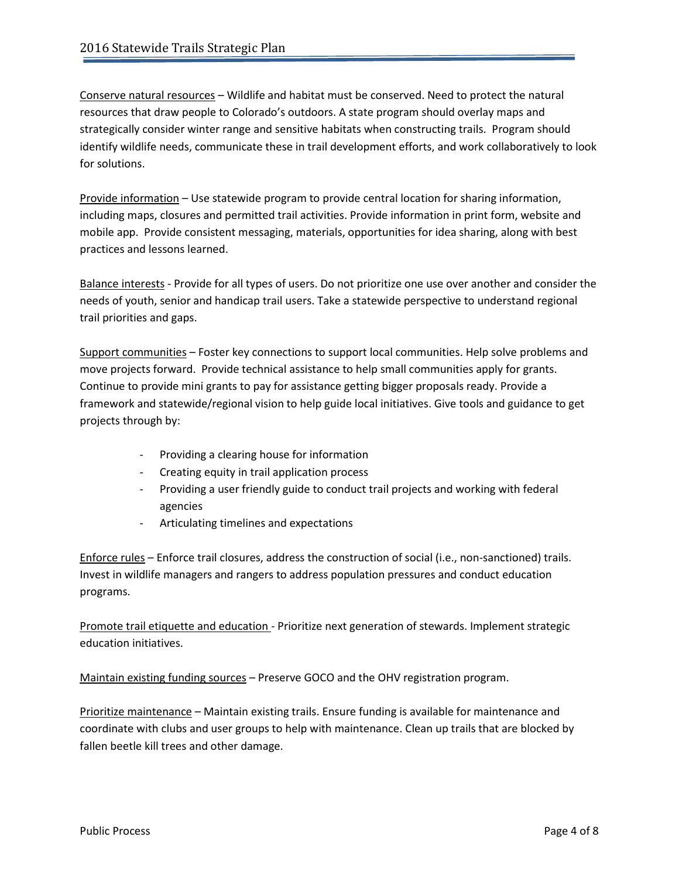Conserve natural resources – Wildlife and habitat must be conserved. Need to protect the natural resources that draw people to Colorado's outdoors. A state program should overlay maps and strategically consider winter range and sensitive habitats when constructing trails. Program should identify wildlife needs, communicate these in trail development efforts, and work collaboratively to look for solutions.

Provide information – Use statewide program to provide central location for sharing information, including maps, closures and permitted trail activities. Provide information in print form, website and mobile app. Provide consistent messaging, materials, opportunities for idea sharing, along with best practices and lessons learned.

Balance interests - Provide for all types of users. Do not prioritize one use over another and consider the needs of youth, senior and handicap trail users. Take a statewide perspective to understand regional trail priorities and gaps.

Support communities – Foster key connections to support local communities. Help solve problems and move projects forward. Provide technical assistance to help small communities apply for grants. Continue to provide mini grants to pay for assistance getting bigger proposals ready. Provide a framework and statewide/regional vision to help guide local initiatives. Give tools and guidance to get projects through by:

- Providing a clearing house for information
- Creating equity in trail application process
- Providing a user friendly guide to conduct trail projects and working with federal agencies
- Articulating timelines and expectations

Enforce rules – Enforce trail closures, address the construction of social (i.e., non-sanctioned) trails. Invest in wildlife managers and rangers to address population pressures and conduct education programs.

Promote trail etiquette and education - Prioritize next generation of stewards. Implement strategic education initiatives.

Maintain existing funding sources – Preserve GOCO and the OHV registration program.

Prioritize maintenance – Maintain existing trails. Ensure funding is available for maintenance and coordinate with clubs and user groups to help with maintenance. Clean up trails that are blocked by fallen beetle kill trees and other damage.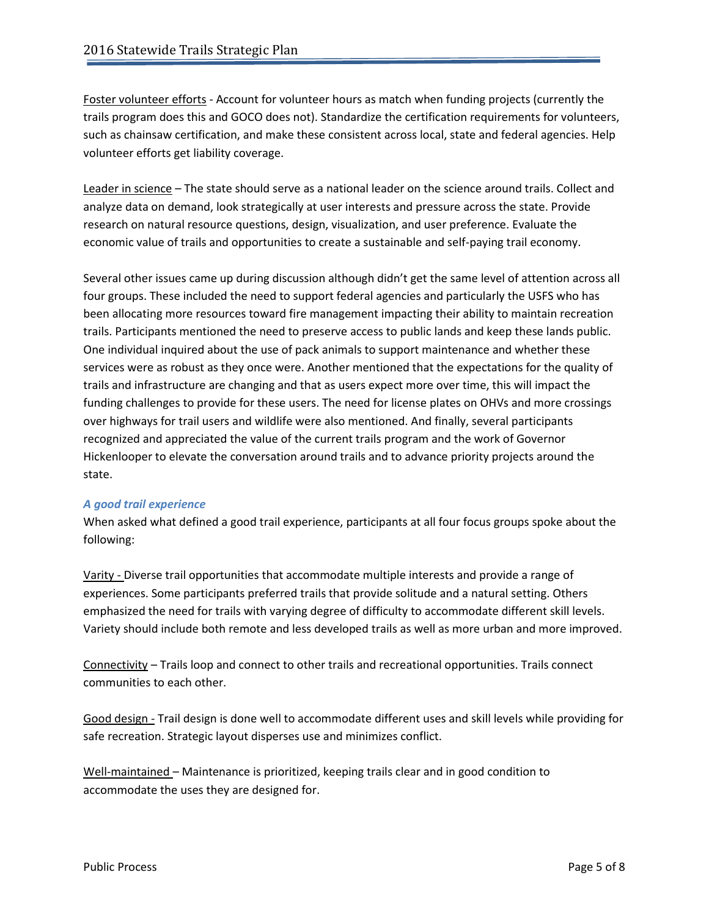Foster volunteer efforts - Account for volunteer hours as match when funding projects (currently the trails program does this and GOCO does not). Standardize the certification requirements for volunteers, such as chainsaw certification, and make these consistent across local, state and federal agencies. Help volunteer efforts get liability coverage.

Leader in science – The state should serve as a national leader on the science around trails. Collect and analyze data on demand, look strategically at user interests and pressure across the state. Provide research on natural resource questions, design, visualization, and user preference. Evaluate the economic value of trails and opportunities to create a sustainable and self-paying trail economy.

Several other issues came up during discussion although didn't get the same level of attention across all four groups. These included the need to support federal agencies and particularly the USFS who has been allocating more resources toward fire management impacting their ability to maintain recreation trails. Participants mentioned the need to preserve access to public lands and keep these lands public. One individual inquired about the use of pack animals to support maintenance and whether these services were as robust as they once were. Another mentioned that the expectations for the quality of trails and infrastructure are changing and that as users expect more over time, this will impact the funding challenges to provide for these users. The need for license plates on OHVs and more crossings over highways for trail users and wildlife were also mentioned. And finally, several participants recognized and appreciated the value of the current trails program and the work of Governor Hickenlooper to elevate the conversation around trails and to advance priority projects around the state.

### *A good trail experience*

When asked what defined a good trail experience, participants at all four focus groups spoke about the following:

Varity - Diverse trail opportunities that accommodate multiple interests and provide a range of experiences. Some participants preferred trails that provide solitude and a natural setting. Others emphasized the need for trails with varying degree of difficulty to accommodate different skill levels. Variety should include both remote and less developed trails as well as more urban and more improved.

Connectivity – Trails loop and connect to other trails and recreational opportunities. Trails connect communities to each other.

Good design - Trail design is done well to accommodate different uses and skill levels while providing for safe recreation. Strategic layout disperses use and minimizes conflict.

Well-maintained – Maintenance is prioritized, keeping trails clear and in good condition to accommodate the uses they are designed for.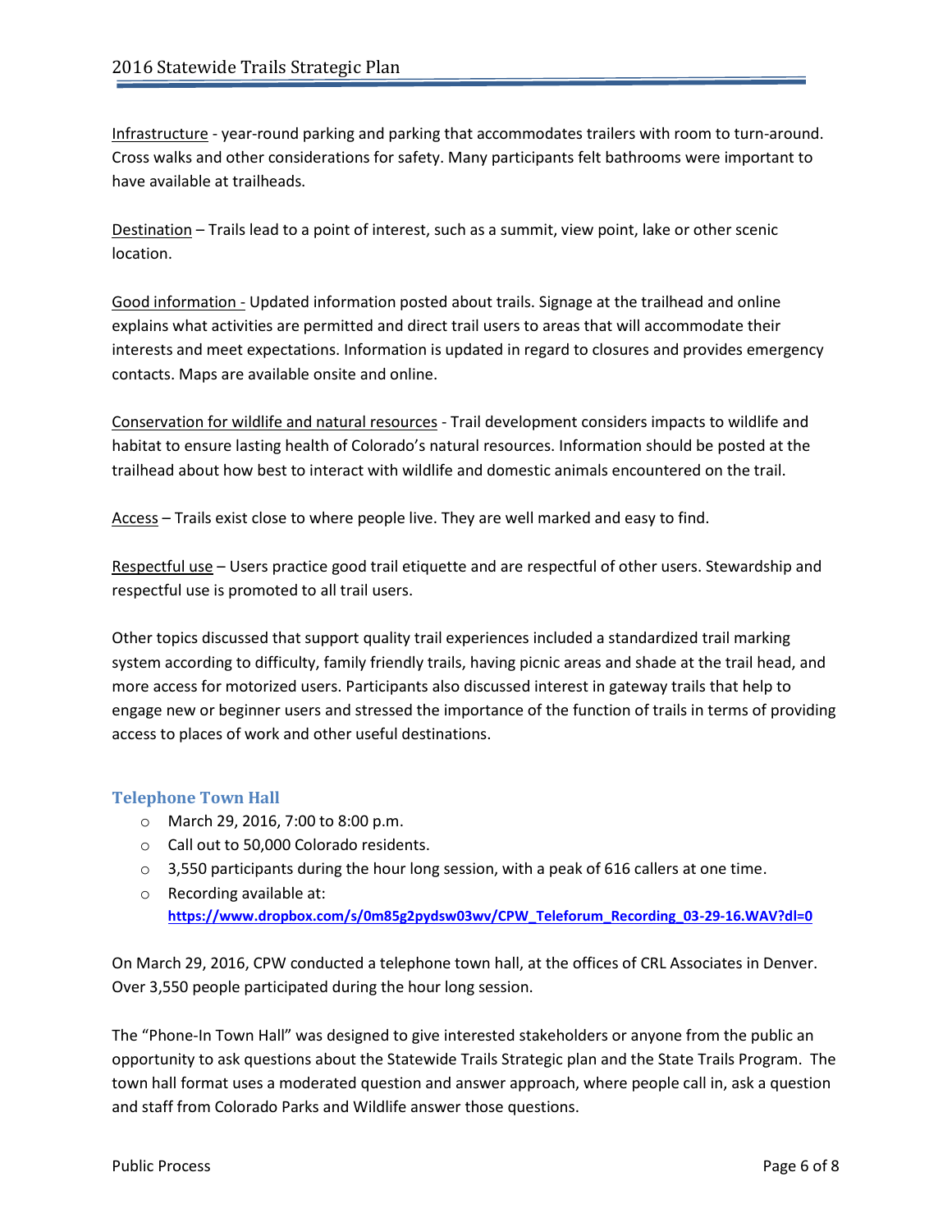Infrastructure - year-round parking and parking that accommodates trailers with room to turn-around. Cross walks and other considerations for safety. Many participants felt bathrooms were important to have available at trailheads.

Destination – Trails lead to a point of interest, such as a summit, view point, lake or other scenic location.

Good information - Updated information posted about trails. Signage at the trailhead and online explains what activities are permitted and direct trail users to areas that will accommodate their interests and meet expectations. Information is updated in regard to closures and provides emergency contacts. Maps are available onsite and online.

Conservation for wildlife and natural resources - Trail development considers impacts to wildlife and habitat to ensure lasting health of Colorado's natural resources. Information should be posted at the trailhead about how best to interact with wildlife and domestic animals encountered on the trail.

Access – Trails exist close to where people live. They are well marked and easy to find.

Respectful use – Users practice good trail etiquette and are respectful of other users. Stewardship and respectful use is promoted to all trail users.

Other topics discussed that support quality trail experiences included a standardized trail marking system according to difficulty, family friendly trails, having picnic areas and shade at the trail head, and more access for motorized users. Participants also discussed interest in gateway trails that help to engage new or beginner users and stressed the importance of the function of trails in terms of providing access to places of work and other useful destinations.

### Telephone Town Hall

- March 29, 2016, 7:00 to 8:00 p.m.
- Call out to 50,000 Colorado residents.
- 3,550 participants during the hour long session, with a peak of 616 callers at one time.
- Recording available at: **https://www.dropbox.com/s/0m85g2pydsw03wv/CPW_Teleforum_Recording_03-29-16.WAV?dl=0**

On March 29, 2016, CPW conducted a telephone town hall, at the offices of CRL Associates in Denver. Over 3,550 people participated during the hour long session.

The "Phone-In Town Hall" was designed to give interested stakeholders or anyone from the public an opportunity to ask questions about the Statewide Trails Strategic plan and the State Trails Program. The town hall format uses a moderated question and answer approach, where people call in, ask a question and staff from Colorado Parks and Wildlife answer those questions.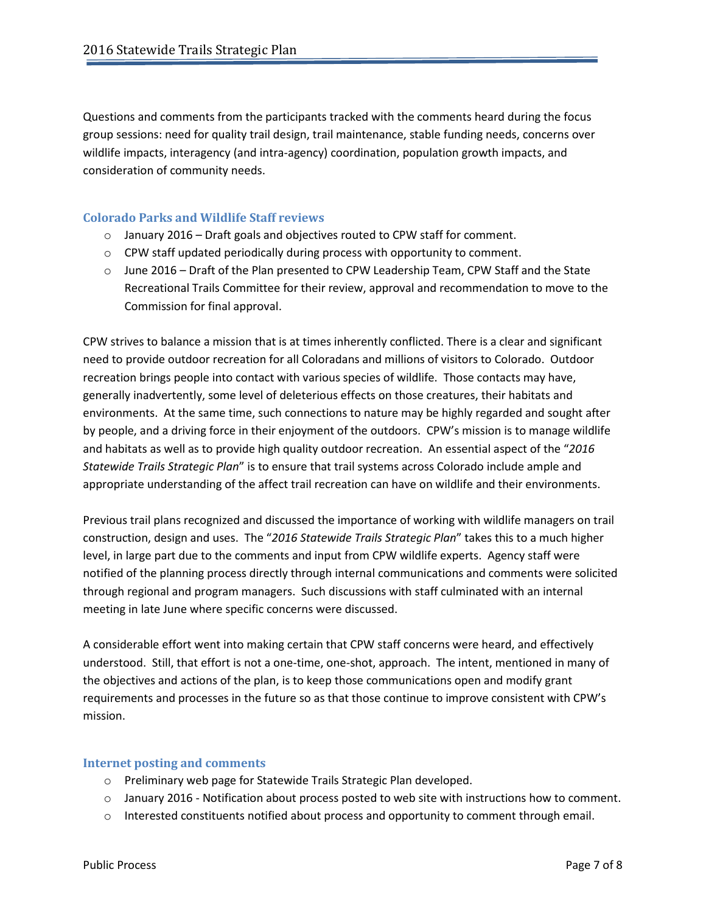Questions and comments from the participants tracked with the comments heard during the focus group sessions: need for quality trail design, trail maintenance, stable funding needs, concerns over wildlife impacts, interagency (and intra-agency) coordination, population growth impacts, and consideration of community needs.

### Colorado Parks and Wildlife Staff reviews

- January 2016 – Draft goals and objectives routed to CPW staff for comment.
- CPW staff updated periodically during process with opportunity to comment.
- June 2016 – Draft of the Plan presented to CPW Leadership Team, CPW Staff and the State Recreational Trails Committee for their review, approval and recommendation to move to the Commission for final approval.

CPW strives to balance a mission that is at times inherently conflicted. There is a clear and significant need to provide outdoor recreation for all Coloradans and millions of visitors to Colorado. Outdoor recreation brings people into contact with various species of wildlife. Those contacts may have, generally inadvertently, some level of deleterious effects on those creatures, their habitats and environments. At the same time, such connections to nature may be highly regarded and sought after by people, and a driving force in their enjoyment of the outdoors. CPW's mission is to manage wildlife and habitats as well as to provide high quality outdoor recreation. An essential aspect of the "*2016 Statewide Trails Strategic Plan*" is to ensure that trail systems across Colorado include ample and appropriate understanding of the affect trail recreation can have on wildlife and their environments.

Previous trail plans recognized and discussed the importance of working with wildlife managers on trail construction, design and uses. The "*2016 Statewide Trails Strategic Plan*" takes this to a much higher level, in large part due to the comments and input from CPW wildlife experts. Agency staff were notified of the planning process directly through internal communications and comments were solicited through regional and program managers. Such discussions with staff culminated with an internal meeting in late June where specific concerns were discussed.

A considerable effort went into making certain that CPW staff concerns were heard, and effectively understood. Still, that effort is not a one-time, one-shot, approach. The intent, mentioned in many of the objectives and actions of the plan, is to keep those communications open and modify grant requirements and processes in the future so as that those continue to improve consistent with CPW's mission.

### Internet posting and comments

- Preliminary web page for Statewide Trails Strategic Plan developed.
- January 2016 - Notification about process posted to web site with instructions how to comment.
- Interested constituents notified about process and opportunity to comment through email.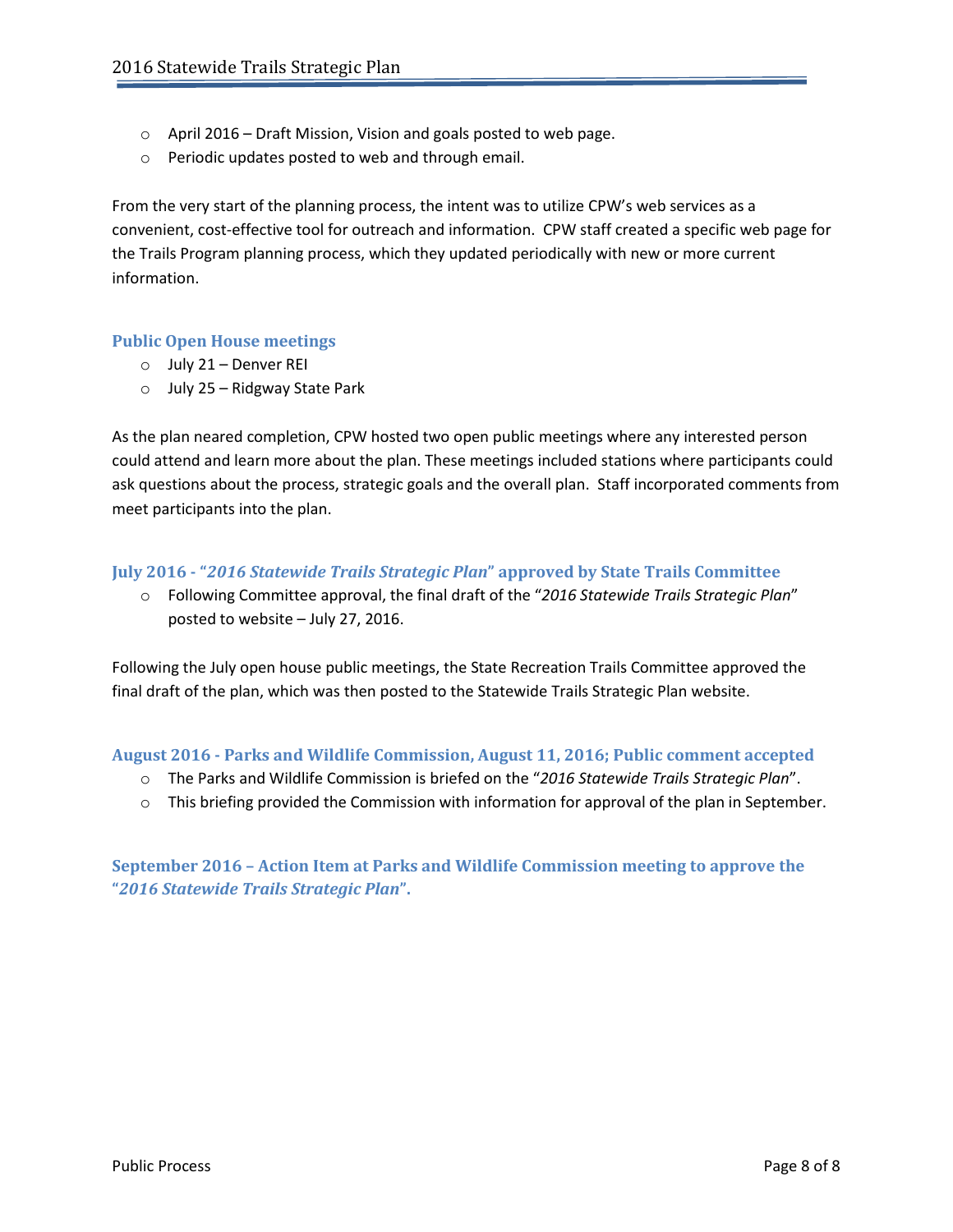- April 2016 – Draft Mission, Vision and goals posted to web page.
- Periodic updates posted to web and through email.

From the very start of the planning process, the intent was to utilize CPW's web services as a convenient, cost-effective tool for outreach and information. CPW staff created a specific web page for the Trails Program planning process, which they updated periodically with new or more current information.

### Public Open House meetings

- July 21 – Denver REI
- July 25 – Ridgway State Park

As the plan neared completion, CPW hosted two open public meetings where any interested person could attend and learn more about the plan. These meetings included stations where participants could ask questions about the process, strategic goals and the overall plan. Staff incorporated comments from meet participants into the plan.

### July 2016 - "*2016 Statewide Trails Strategic Plan*" approved by State Trails Committee

- Following Committee approval, the final draft of the "*2016 Statewide Trails Strategic Plan*" posted to website – July 27, 2016.

Following the July open house public meetings, the State Recreation Trails Committee approved the final draft of the plan, which was then posted to the Statewide Trails Strategic Plan website.

### August 2016 - Parks and Wildlife Commission, August 11, 2016; Public comment accepted

- The Parks and Wildlife Commission is briefed on the "*2016 Statewide Trails Strategic Plan*".
- This briefing provided the Commission with information for approval of the plan in September.

### September 2016 – Action Item at Parks and Wildlife Commission meeting to approve the "*2016 Statewide Trails Strategic Plan*".